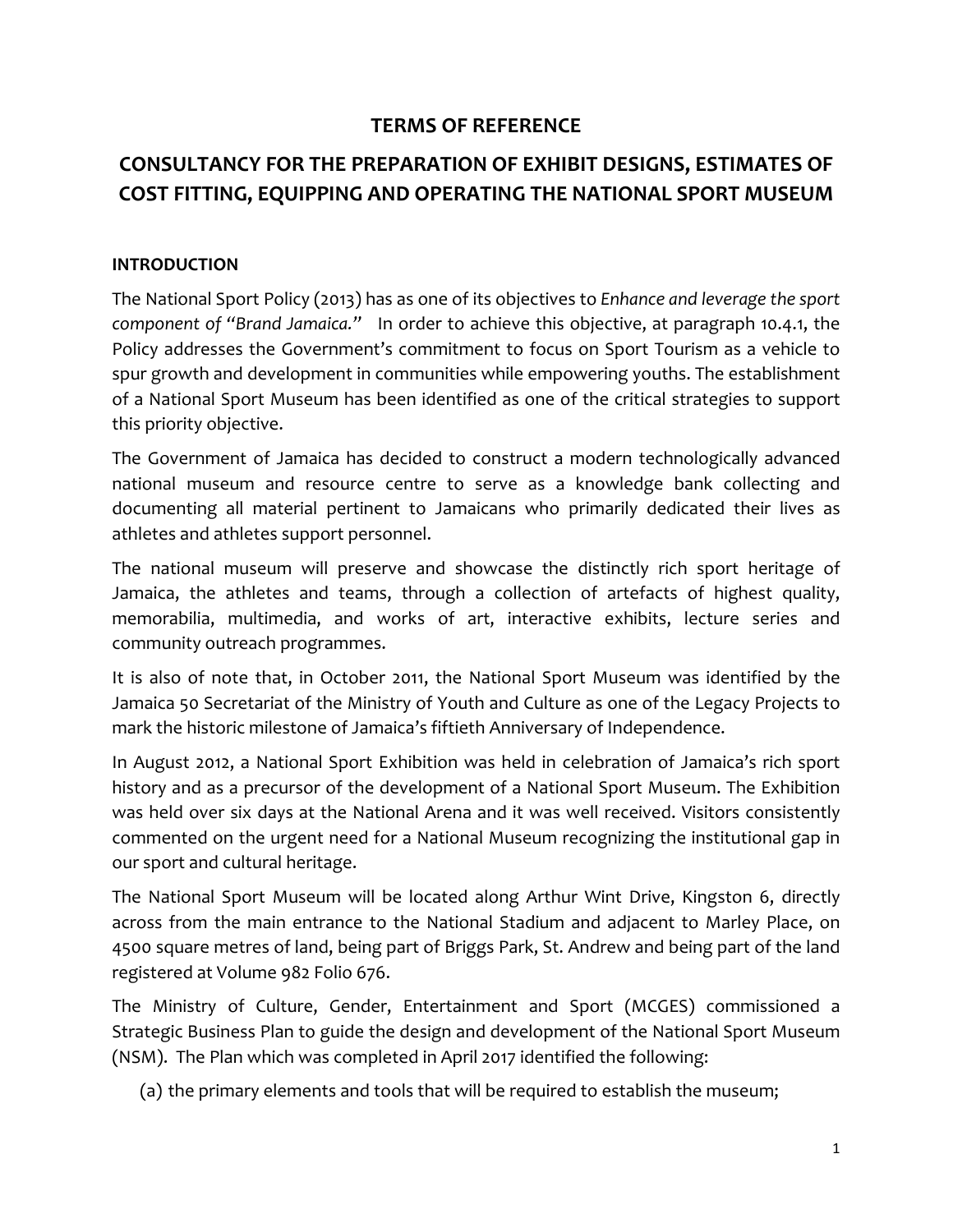# TERMS OF REFERENCE

## CONSULTANCY FOR THE PREPARATION OF EXHIBIT DESIGNS, ESTIMATES OF COST FITTING, EQUIPPING AND OPERATING THE NATIONAL SPORT MUSEUM

### INTRODUCTION

The National Sport Policy (2013) has as one of its objectives to *Enhance and leverage the sport component of "Brand Jamaica."* In order to achieve this objective, at paragraph 10.4.1, the Policy addresses the Government's commitment to focus on Sport Tourism as a vehicle to spur growth and development in communities while empowering youths. The establishment of a National Sport Museum has been identified as one of the critical strategies to support this priority objective.

The Government of Jamaica has decided to construct a modern technologically advanced national museum and resource centre to serve as a knowledge bank collecting and documenting all material pertinent to Jamaicans who primarily dedicated their lives as athletes and athletes support personnel.

The national museum will preserve and showcase the distinctly rich sport heritage of Jamaica, the athletes and teams, through a collection of artefacts of highest quality, memorabilia, multimedia, and works of art, interactive exhibits, lecture series and community outreach programmes.

It is also of note that, in October 2011, the National Sport Museum was identified by the Jamaica 50 Secretariat of the Ministry of Youth and Culture as one of the Legacy Projects to mark the historic milestone of Jamaica's fiftieth Anniversary of Independence.

In August 2012, a National Sport Exhibition was held in celebration of Jamaica's rich sport history and as a precursor of the development of a National Sport Museum. The Exhibition was held over six days at the National Arena and it was well received. Visitors consistently commented on the urgent need for a National Museum recognizing the institutional gap in our sport and cultural heritage.

The National Sport Museum will be located along Arthur Wint Drive, Kingston 6, directly across from the main entrance to the National Stadium and adjacent to Marley Place, on 4500 square metres of land, being part of Briggs Park, St. Andrew and being part of the land registered at Volume 982 Folio 676.

The Ministry of Culture, Gender, Entertainment and Sport (MCGES) commissioned a Strategic Business Plan to guide the design and development of the National Sport Museum (NSM). The Plan which was completed in April 2017 identified the following:

(a) the primary elements and tools that will be required to establish the museum;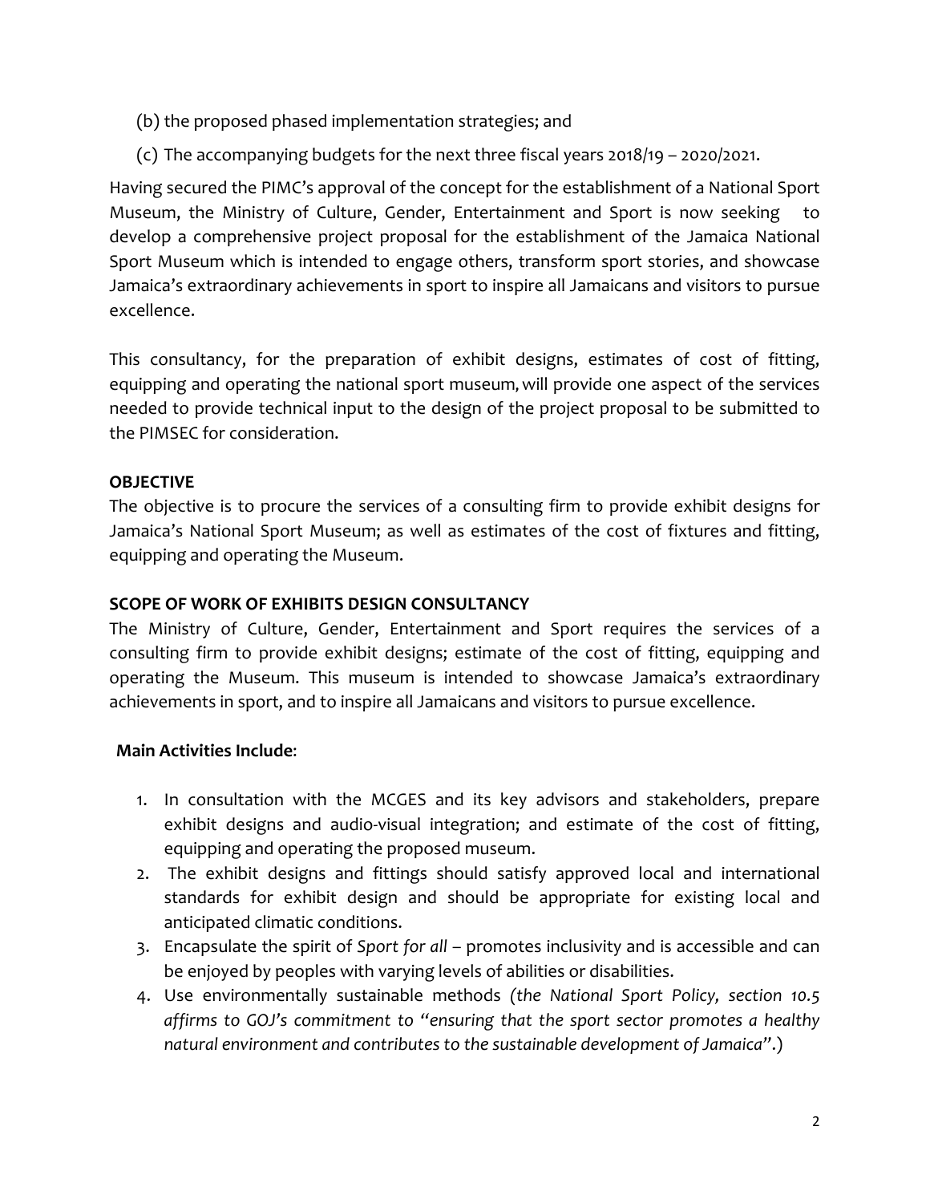(b) the proposed phased implementation strategies; and

(c) The accompanying budgets for the next three fiscal years 2018/19 – 2020/2021.

Having secured the PIMC's approval of the concept for the establishment of a National Sport Museum, the Ministry of Culture, Gender, Entertainment and Sport is now seeking to develop a comprehensive project proposal for the establishment of the Jamaica National Sport Museum which is intended to engage others, transform sport stories, and showcase Jamaica's extraordinary achievements in sport to inspire all Jamaicans and visitors to pursue excellence.

This consultancy, for the preparation of exhibit designs, estimates of cost of fitting, equipping and operating the national sport museum, will provide one aspect of the services needed to provide technical input to the design of the project proposal to be submitted to the PIMSEC for consideration.

**OBJECTIVE**

The objective is to procure the services of a consulting firm to provide exhibit designs for Jamaica's National Sport Museum; as well as estimates of the cost of fixtures and fitting, equipping and operating the Museum.

**SCOPE OF WORK OF EXHIBITS DESIGN CONSULTANCY**

The Ministry of Culture, Gender, Entertainment and Sport requires the services of a consulting firm to provide exhibit designs; estimate of the cost of fitting, equipping and operating the Museum. This museum is intended to showcase Jamaica's extraordinary achievements in sport, and to inspire all Jamaicans and visitors to pursue excellence.

**Main Activities Include**:

1. In consultation with the MCGES and its key advisors and stakeholders, prepare exhibit designs and audio-visual integration; and estimate of the cost of fitting, equipping and operating the proposed museum.
2. The exhibit designs and fittings should satisfy approved local and international standards for exhibit design and should be appropriate for existing local and anticipated climatic conditions.
3. Encapsulate the spirit of *Sport for all* – promotes inclusivity and is accessible and can be enjoyed by peoples with varying levels of abilities or disabilities.
4. Use environmentally sustainable methods *(the National Sport Policy, section 10.5 affirms to GOJ's commitment to "ensuring that the sport sector promotes a healthy natural environment and contributes to the sustainable development of Jamaica".*)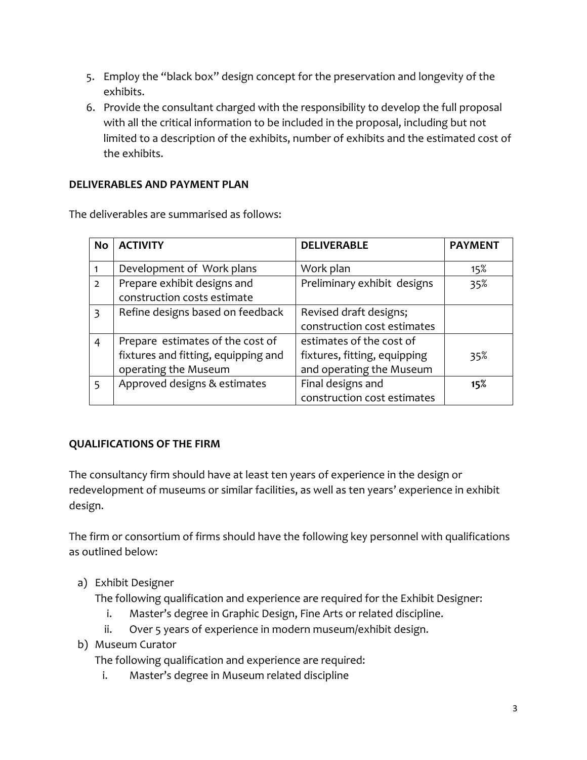5. Employ the "black box" design concept for the preservation and longevity of the exhibits.
6. Provide the consultant charged with the responsibility to develop the full proposal with all the critical information to be included in the proposal, including but not limited to a description of the exhibits, number of exhibits and the estimated cost of the exhibits.

**DELIVERABLES AND PAYMENT PLAN**

The deliverables are summarised as follows:

| No | ACTIVITY | DELIVERABLE | PAYMENT |
|---|---|---|---|
| 1 | Development of Work plans | Work plan | 15% |
| 2 | Prepare exhibit designs and construction costs estimate | Preliminary exhibit designs | 35% |
| 3 | Refine designs based on feedback | Revised draft designs; construction cost estimates | |
| 4 | Prepare estimates of the cost of fixtures and fitting, equipping and operating the Museum | estimates of the cost of fixtures, fitting, equipping and operating the Museum | 35% |
| 5 | Approved designs & estimates | Final designs and construction cost estimates | **15%** |

**QUALIFICATIONS OF THE FIRM**

The consultancy firm should have at least ten years of experience in the design or redevelopment of museums or similar facilities, as well as ten years' experience in exhibit design.

The firm or consortium of firms should have the following key personnel with qualifications as outlined below:

a) Exhibit Designer
   The following qualification and experience are required for the Exhibit Designer:
   i. Master's degree in Graphic Design, Fine Arts or related discipline.
   ii. Over 5 years of experience in modern museum/exhibit design.
b) Museum Curator
   The following qualification and experience are required:
   i. Master's degree in Museum related discipline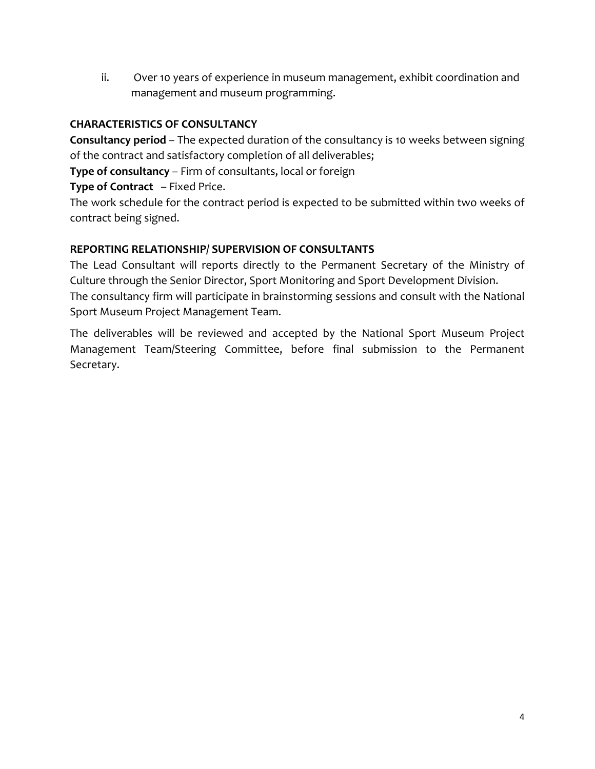ii. Over 10 years of experience in museum management, exhibit coordination and management and museum programming.

**CHARACTERISTICS OF CONSULTANCY**

**Consultancy period** – The expected duration of the consultancy is 10 weeks between signing of the contract and satisfactory completion of all deliverables;

**Type of consultancy** – Firm of consultants, local or foreign

**Type of Contract** – Fixed Price.

The work schedule for the contract period is expected to be submitted within two weeks of contract being signed.

**REPORTING RELATIONSHIP/ SUPERVISION OF CONSULTANTS**

The Lead Consultant will reports directly to the Permanent Secretary of the Ministry of Culture through the Senior Director, Sport Monitoring and Sport Development Division.

The consultancy firm will participate in brainstorming sessions and consult with the National Sport Museum Project Management Team.

The deliverables will be reviewed and accepted by the National Sport Museum Project Management Team/Steering Committee, before final submission to the Permanent Secretary.